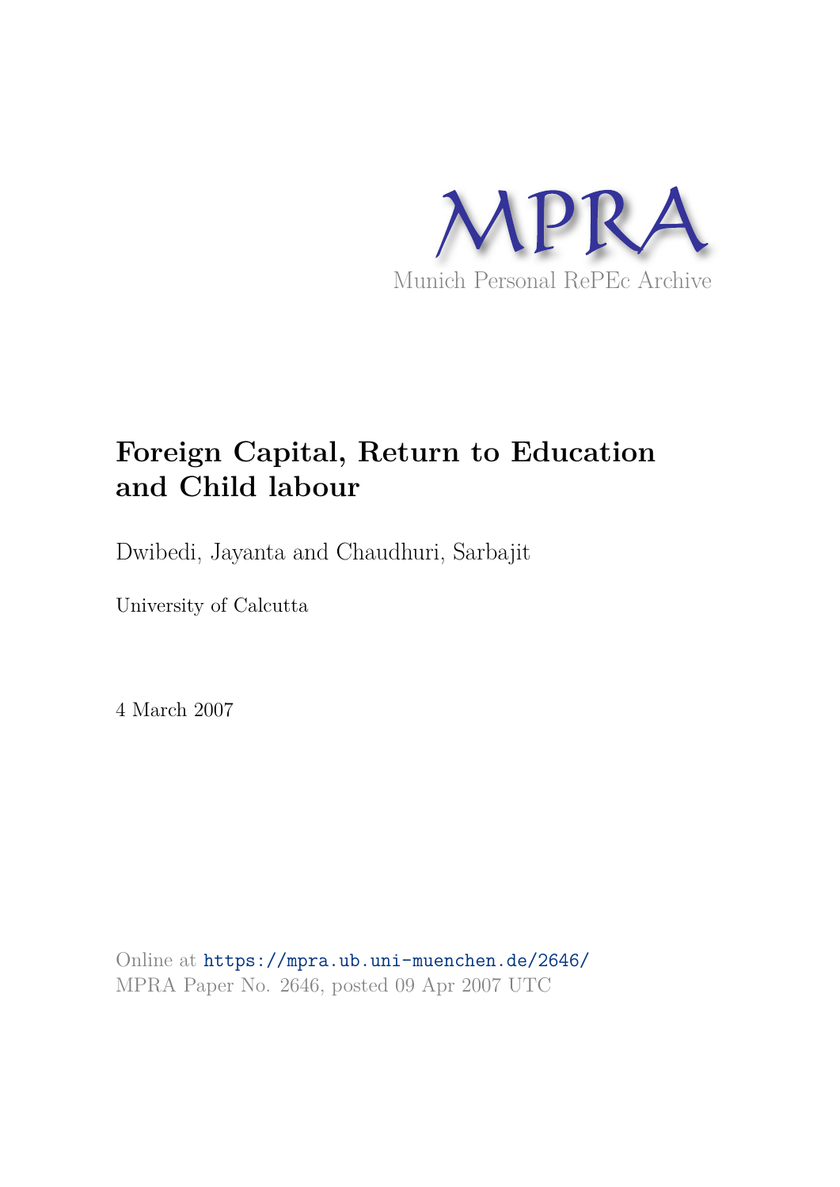MPRA

Munich Personal RePEc Archive

# Foreign Capital, Return to Education and Child labour

Dwibedi, Jayanta and Chaudhuri, Sarbajit

University of Calcutta

4 March 2007

Online at https://mpra.ub.uni-muenchen.de/2646/
MPRA Paper No. 2646, posted 09 Apr 2007 UTC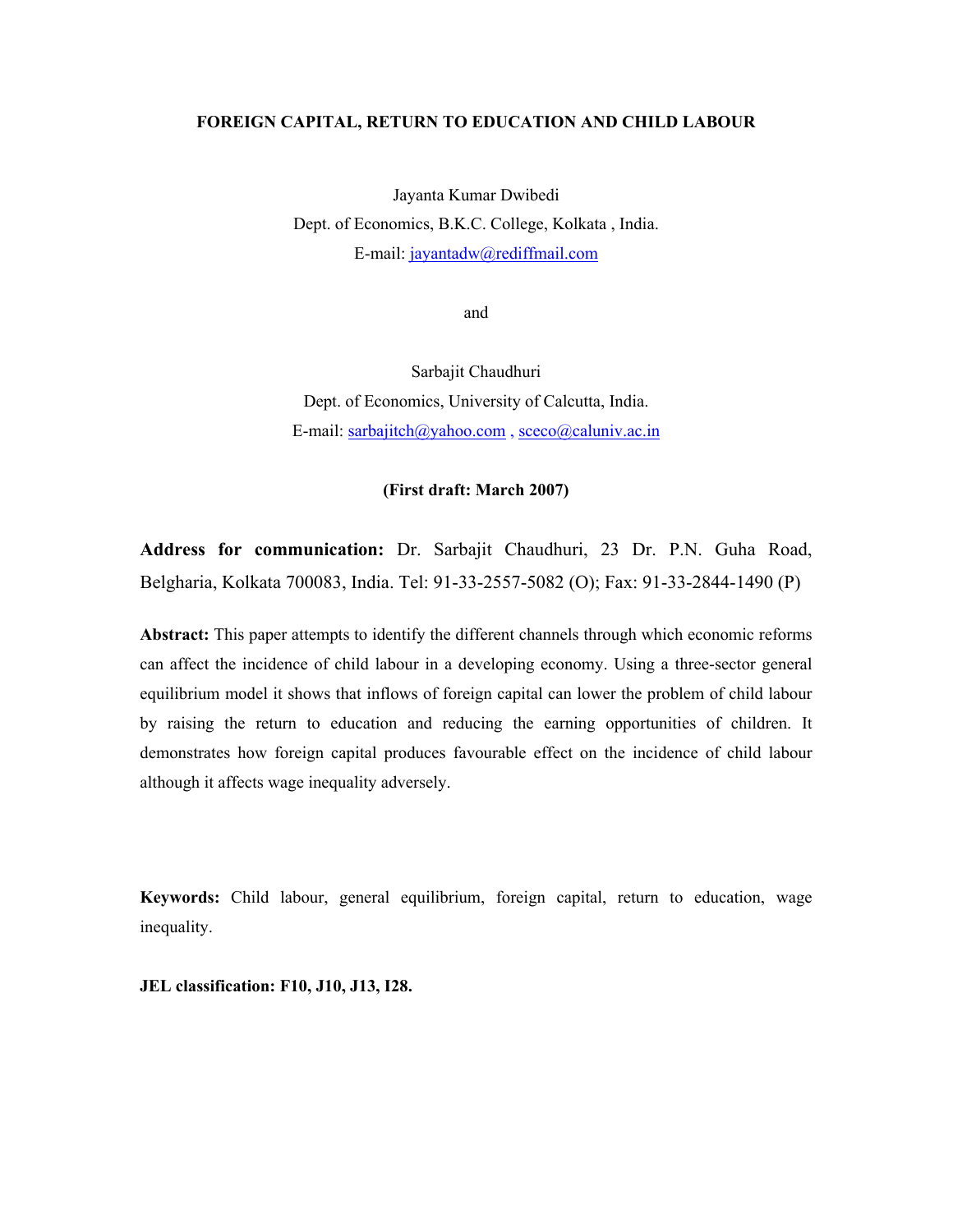**FOREIGN CAPITAL, RETURN TO EDUCATION AND CHILD LABOUR**

Jayanta Kumar Dwibedi
Dept. of Economics, B.K.C. College, Kolkata , India.
E-mail: jayantadw@rediffmail.com

and

Sarbajit Chaudhuri
Dept. of Economics, University of Calcutta, India.
E-mail: sarbajitch@yahoo.com , sceco@caluniv.ac.in

**(First draft: March 2007)**

**Address for communication:** Dr. Sarbajit Chaudhuri, 23 Dr. P.N. Guha Road, Belgharia, Kolkata 700083, India. Tel: 91-33-2557-5082 (O); Fax: 91-33-2844-1490 (P)

**Abstract:** This paper attempts to identify the different channels through which economic reforms can affect the incidence of child labour in a developing economy. Using a three-sector general equilibrium model it shows that inflows of foreign capital can lower the problem of child labour by raising the return to education and reducing the earning opportunities of children. It demonstrates how foreign capital produces favourable effect on the incidence of child labour although it affects wage inequality adversely.

**Keywords:** Child labour, general equilibrium, foreign capital, return to education, wage inequality.

**JEL classification: F10, J10, J13, I28.**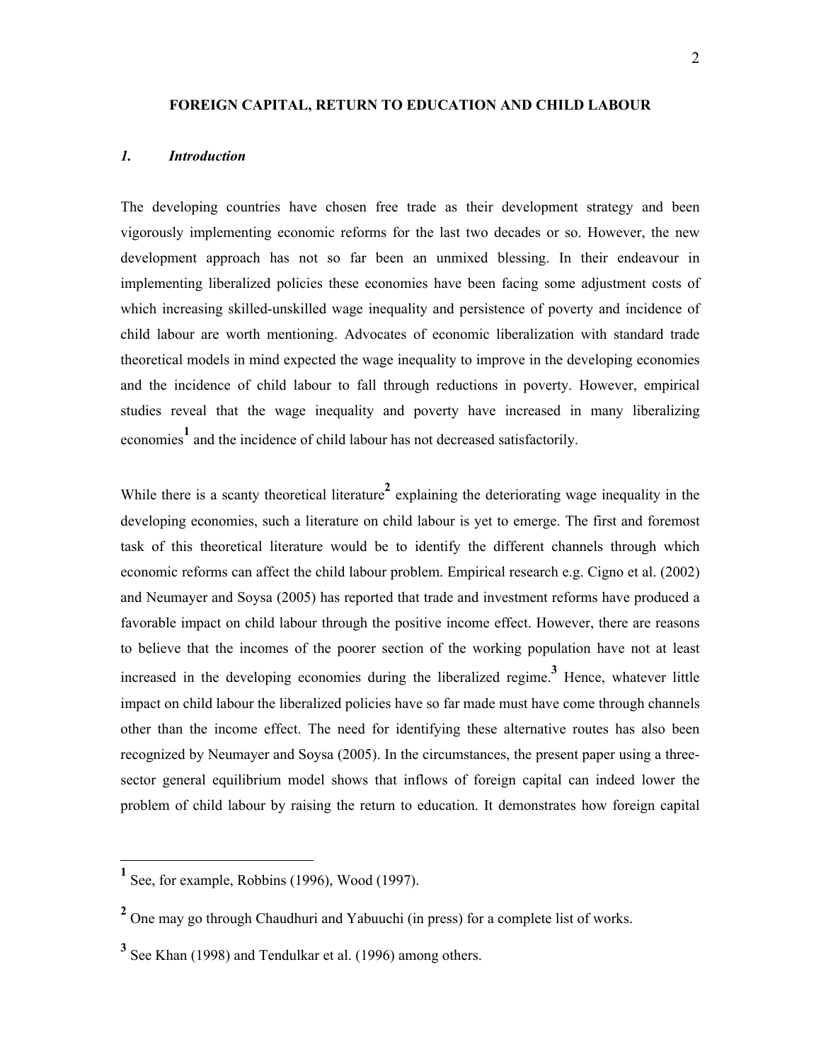## FOREIGN CAPITAL, RETURN TO EDUCATION AND CHILD LABOUR

### *1. Introduction*

The developing countries have chosen free trade as their development strategy and been vigorously implementing economic reforms for the last two decades or so. However, the new development approach has not so far been an unmixed blessing. In their endeavour in implementing liberalized policies these economies have been facing some adjustment costs of which increasing skilled-unskilled wage inequality and persistence of poverty and incidence of child labour are worth mentioning. Advocates of economic liberalization with standard trade theoretical models in mind expected the wage inequality to improve in the developing economies and the incidence of child labour to fall through reductions in poverty. However, empirical studies reveal that the wage inequality and poverty have increased in many liberalizing economies[1] and the incidence of child labour has not decreased satisfactorily.

While there is a scanty theoretical literature[2] explaining the deteriorating wage inequality in the developing economies, such a literature on child labour is yet to emerge. The first and foremost task of this theoretical literature would be to identify the different channels through which economic reforms can affect the child labour problem. Empirical research e.g. Cigno et al. (2002) and Neumayer and Soysa (2005) has reported that trade and investment reforms have produced a favorable impact on child labour through the positive income effect. However, there are reasons to believe that the incomes of the poorer section of the working population have not at least increased in the developing economies during the liberalized regime.[3] Hence, whatever little impact on child labour the liberalized policies have so far made must have come through channels other than the income effect. The need for identifying these alternative routes has also been recognized by Neumayer and Soysa (2005). In the circumstances, the present paper using a three-sector general equilibrium model shows that inflows of foreign capital can indeed lower the problem of child labour by raising the return to education. It demonstrates how foreign capital

---

[1] See, for example, Robbins (1996), Wood (1997).

[2] One may go through Chaudhuri and Yabuuchi (in press) for a complete list of works.

[3] See Khan (1998) and Tendulkar et al. (1996) among others.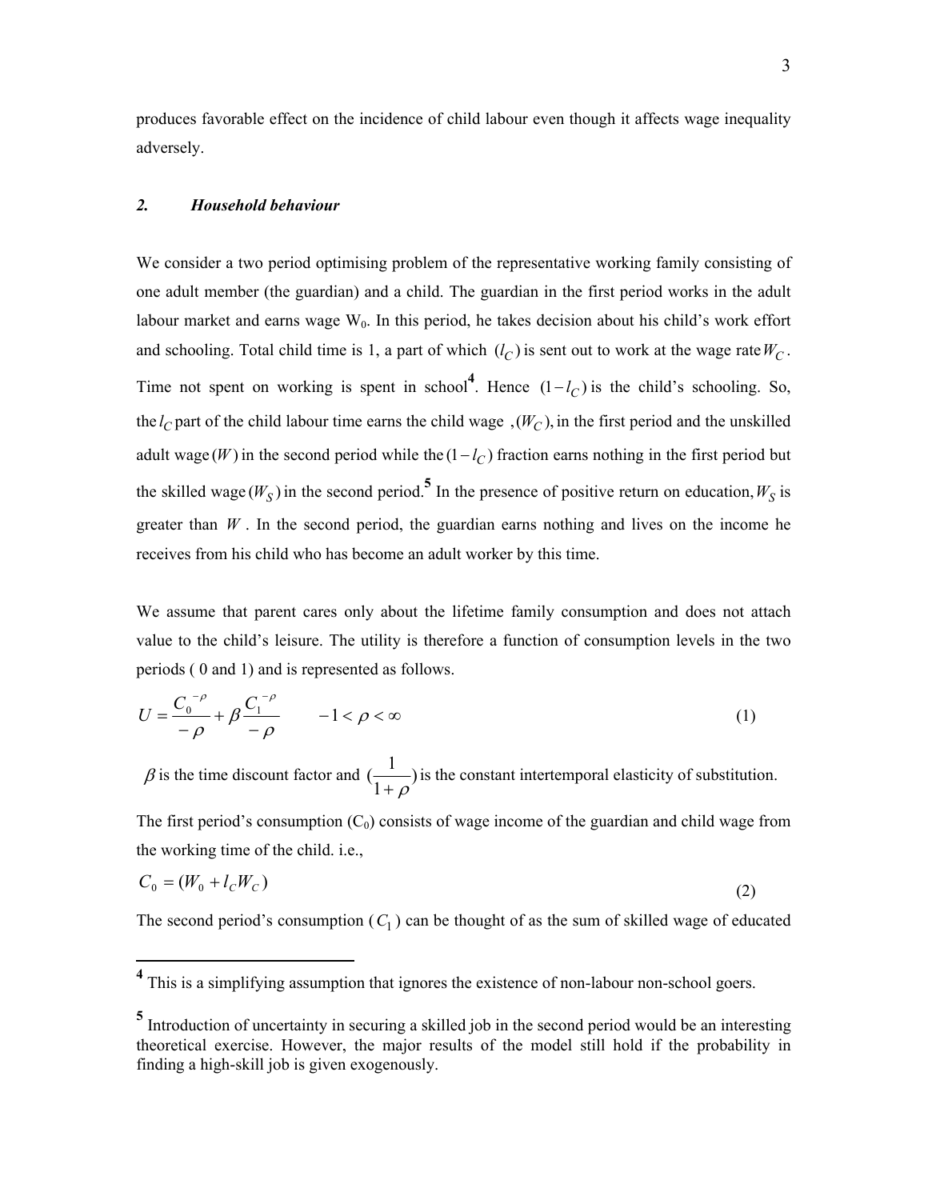produces favorable effect on the incidence of child labour even though it affects wage inequality adversely.

## 2. *Household behaviour*

We consider a two period optimising problem of the representative working family consisting of one adult member (the guardian) and a child. The guardian in the first period works in the adult labour market and earns wage $W_0$. In this period, he takes decision about his child's work effort and schooling. Total child time is 1, a part of which $(l_C)$ is sent out to work at the wage rate $W_C$. Time not spent on working is spent in school[4]. Hence $(1-l_C)$ is the child's schooling. So, the $l_C$ part of the child labour time earns the child wage $(W_C)$, in the first period and the unskilled adult wage $(W)$ in the second period while the $(1-l_C)$ fraction earns nothing in the first period but the skilled wage $(W_S)$ in the second period.[5] In the presence of positive return on education, $W_S$ is greater than $W$. In the second period, the guardian earns nothing and lives on the income he receives from his child who has become an adult worker by this time.

We assume that parent cares only about the lifetime family consumption and does not attach value to the child's leisure. The utility is therefore a function of consumption levels in the two periods ( 0 and 1) and is represented as follows.

$$U = \frac{C_0^{-\rho}}{-\rho} + \beta \frac{C_1^{-\rho}}{-\rho} \qquad -1 < \rho < \infty \tag{1}$$

$\beta$ is the time discount factor and $(\frac{1}{1+\rho})$ is the constant intertemporal elasticity of substitution.

The first period's consumption ($C_0$) consists of wage income of the guardian and child wage from the working time of the child. i.e.,

$$C_0 = (W_0 + l_C W_C) \tag{2}$$

The second period's consumption ($C_1$) can be thought of as the sum of skilled wage of educated

---

[4] This is a simplifying assumption that ignores the existence of non-labour non-school goers.

[5] Introduction of uncertainty in securing a skilled job in the second period would be an interesting theoretical exercise. However, the major results of the model still hold if the probability in finding a high-skill job is given exogenously.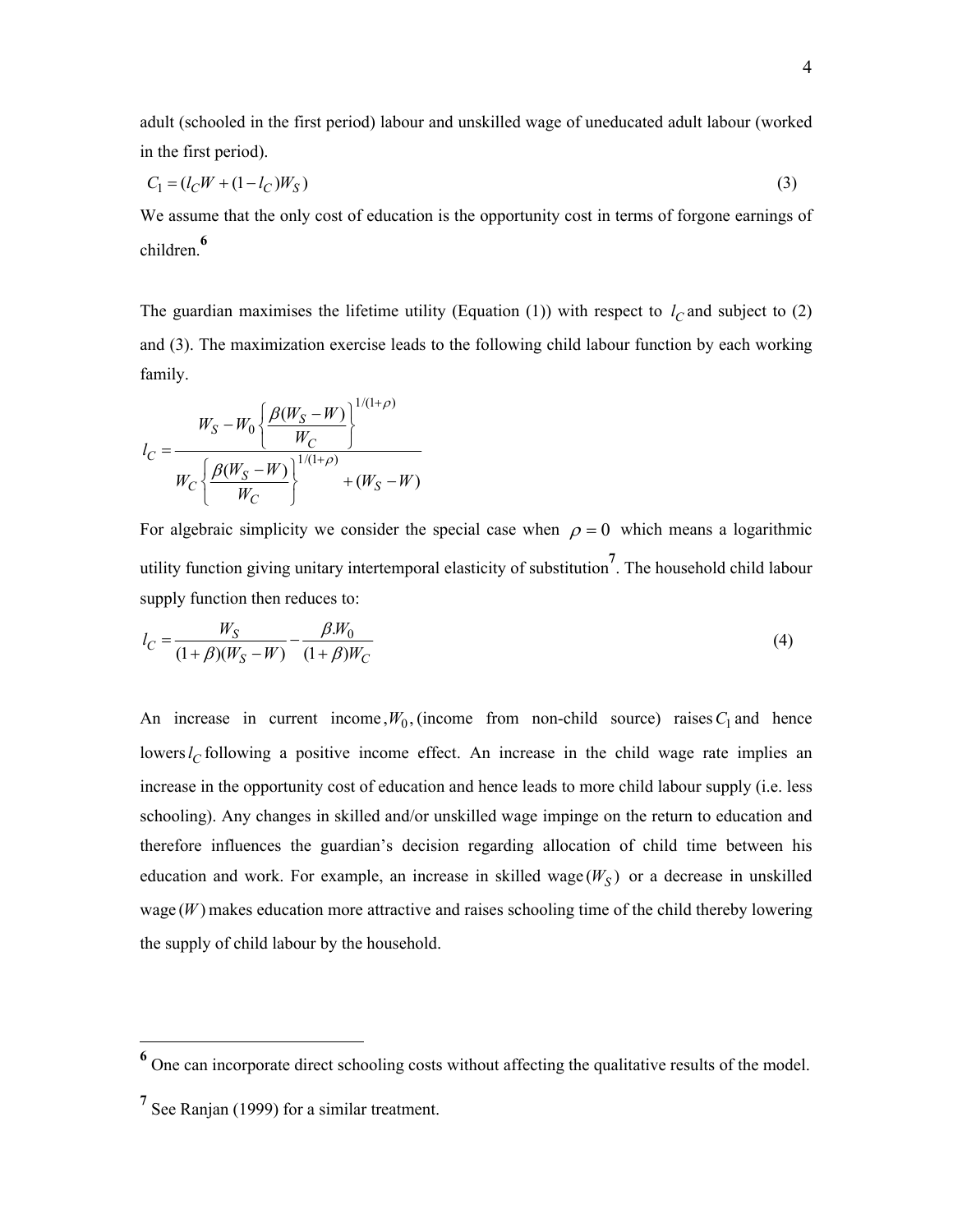adult (schooled in the first period) labour and unskilled wage of uneducated adult labour (worked in the first period).

$$C_1 = (l_C W + (1 - l_C) W_S) \tag{3}$$

We assume that the only cost of education is the opportunity cost in terms of forgone earnings of children.[6]

The guardian maximises the lifetime utility (Equation (1)) with respect to $l_C$ and subject to (2) and (3). The maximization exercise leads to the following child labour function by each working family.

$$l_C = \frac{W_S - W_0 \left\{ \dfrac{\beta (W_S - W)}{W_C} \right\}^{1/(1+\rho)}}{W_C \left\{ \dfrac{\beta (W_S - W)}{W_C} \right\}^{1/(1+\rho)} + (W_S - W)}$$

For algebraic simplicity we consider the special case when $\rho = 0$ which means a logarithmic utility function giving unitary intertemporal elasticity of substitution[7]. The household child labour supply function then reduces to:

$$l_C = \frac{W_S}{(1+\beta)(W_S - W)} - \frac{\beta . W_0}{(1+\beta) W_C} \tag{4}$$

An increase in current income, $W_0$, (income from non-child source) raises $C_1$ and hence lowers $l_C$ following a positive income effect. An increase in the child wage rate implies an increase in the opportunity cost of education and hence leads to more child labour supply (i.e. less schooling). Any changes in skilled and/or unskilled wage impinge on the return to education and therefore influences the guardian's decision regarding allocation of child time between his education and work. For example, an increase in skilled wage $(W_S)$ or a decrease in unskilled wage $(W)$ makes education more attractive and raises schooling time of the child thereby lowering the supply of child labour by the household.

---

[6] One can incorporate direct schooling costs without affecting the qualitative results of the model.

[7] See Ranjan (1999) for a similar treatment.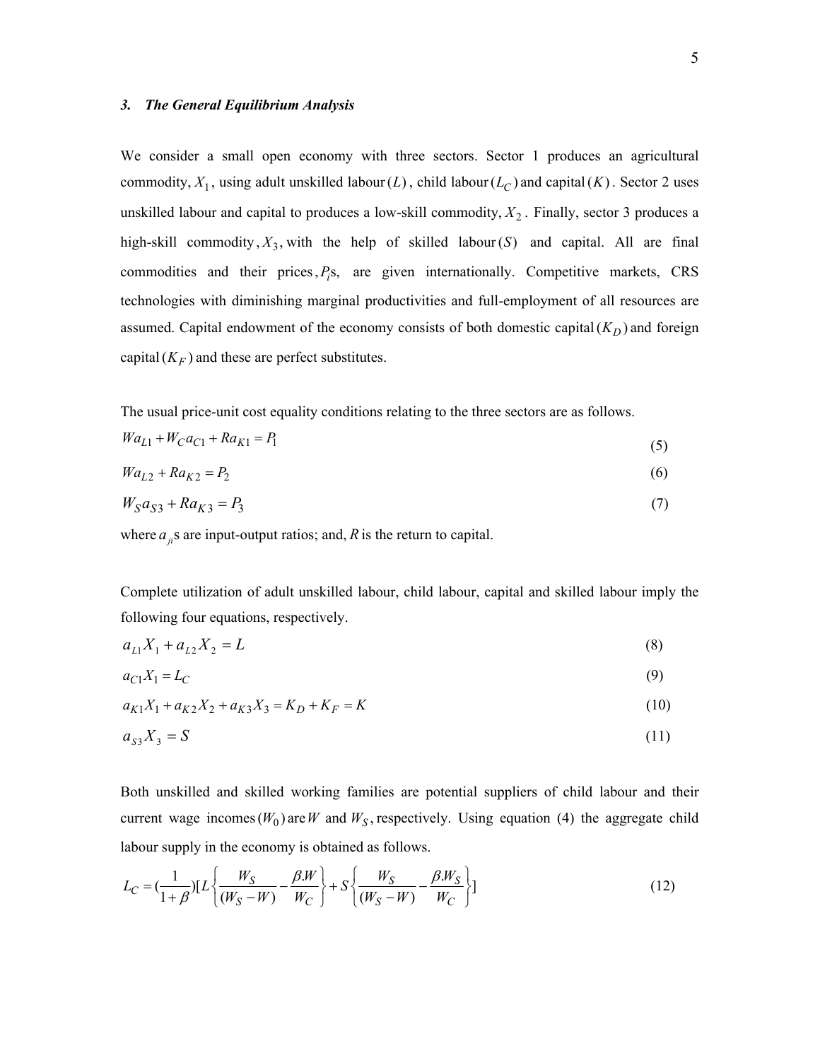### *3. The General Equilibrium Analysis*

We consider a small open economy with three sectors. Sector 1 produces an agricultural commodity, $X_1$, using adult unskilled labour $(L)$, child labour $(L_C)$ and capital $(K)$. Sector 2 uses unskilled labour and capital to produces a low-skill commodity, $X_2$. Finally, sector 3 produces a high-skill commodity, $X_3$, with the help of skilled labour $(S)$ and capital. All are final commodities and their prices, $P_i$s, are given internationally. Competitive markets, CRS technologies with diminishing marginal productivities and full-employment of all resources are assumed. Capital endowment of the economy consists of both domestic capital $(K_D)$ and foreign capital $(K_F)$ and these are perfect substitutes.

The usual price-unit cost equality conditions relating to the three sectors are as follows.

$$Wa_{L1} + W_C a_{C1} + Ra_{K1} = P_1 \tag{5}$$

$$Wa_{L2} + Ra_{K2} = P_2 \tag{6}$$

$$W_S a_{S3} + Ra_{K3} = P_3 \tag{7}$$

where $a_{ji}$s are input-output ratios; and, $R$ is the return to capital.

Complete utilization of adult unskilled labour, child labour, capital and skilled labour imply the following four equations, respectively.

$$a_{L1}X_1 + a_{L2}X_2 = L \tag{8}$$

$$a_{C1}X_1 = L_C \tag{9}$$

$$a_{K1}X_1 + a_{K2}X_2 + a_{K3}X_3 = K_D + K_F = K \tag{10}$$

$$a_{S3}X_3 = S \tag{11}$$

Both unskilled and skilled working families are potential suppliers of child labour and their current wage incomes $(W_0)$ are $W$ and $W_S$, respectively. Using equation (4) the aggregate child labour supply in the economy is obtained as follows.

$$L_C = (\frac{1}{1+\beta})[L\left\{\frac{W_S}{(W_S - W)} - \frac{\beta.W}{W_C}\right\} + S\left\{\frac{W_S}{(W_S - W)} - \frac{\beta.W_S}{W_C}\right\}] \tag{12}$$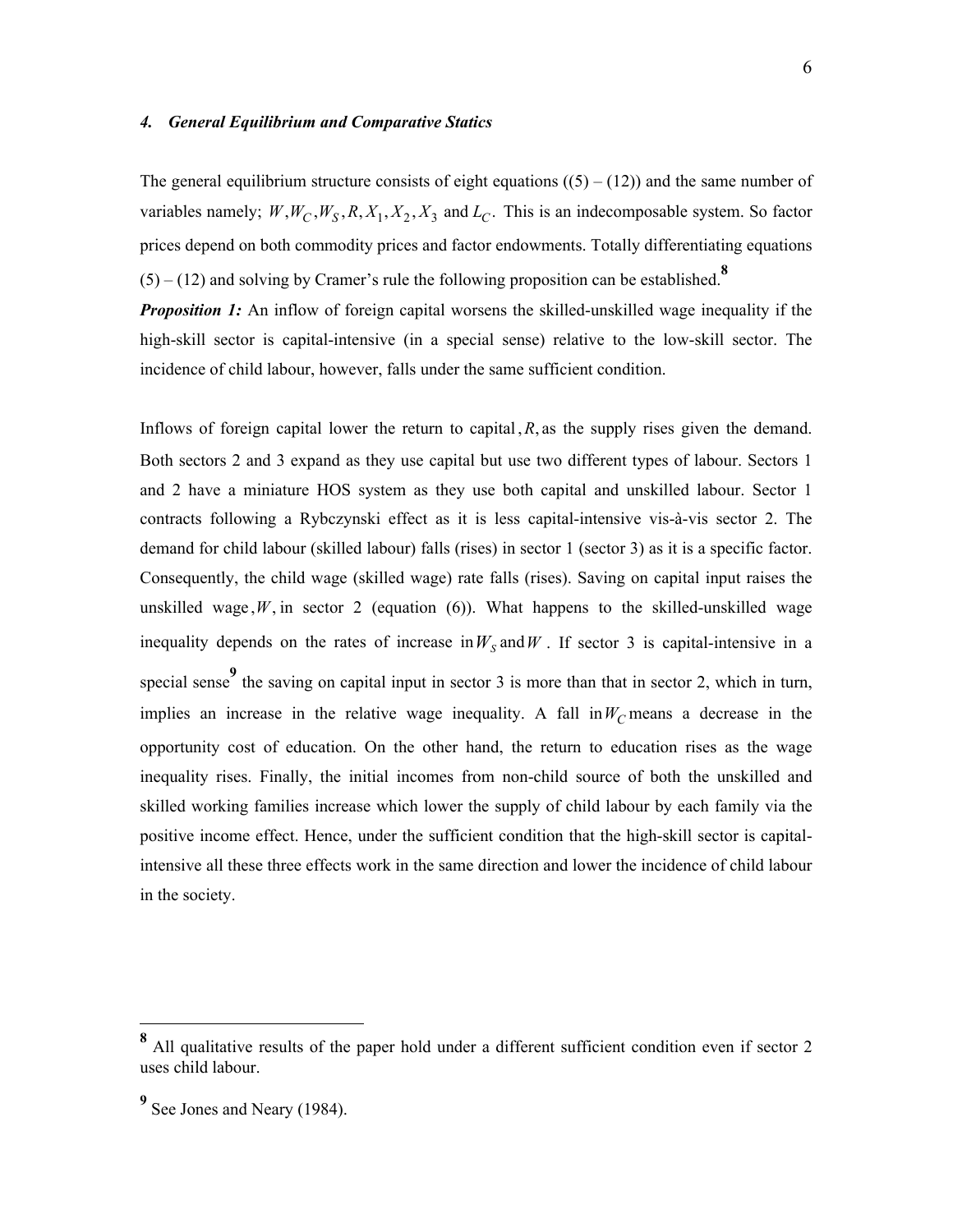### *4. General Equilibrium and Comparative Statics*

The general equilibrium structure consists of eight equations ((5) – (12)) and the same number of variables namely; $W, W_C, W_S, R, X_1, X_2, X_3$ and $L_C$. This is an indecomposable system. So factor prices depend on both commodity prices and factor endowments. Totally differentiating equations (5) – (12) and solving by Cramer's rule the following proposition can be established.[8]

***Proposition 1:*** An inflow of foreign capital worsens the skilled-unskilled wage inequality if the high-skill sector is capital-intensive (in a special sense) relative to the low-skill sector. The incidence of child labour, however, falls under the same sufficient condition.

Inflows of foreign capital lower the return to capital, $R$, as the supply rises given the demand. Both sectors 2 and 3 expand as they use capital but use two different types of labour. Sectors 1 and 2 have a miniature HOS system as they use both capital and unskilled labour. Sector 1 contracts following a Rybczynski effect as it is less capital-intensive vis-à-vis sector 2. The demand for child labour (skilled labour) falls (rises) in sector 1 (sector 3) as it is a specific factor. Consequently, the child wage (skilled wage) rate falls (rises). Saving on capital input raises the unskilled wage, $W$, in sector 2 (equation (6)). What happens to the skilled-unskilled wage inequality depends on the rates of increase in $W_S$ and $W$. If sector 3 is capital-intensive in a special sense[9] the saving on capital input in sector 3 is more than that in sector 2, which in turn, implies an increase in the relative wage inequality. A fall in $W_C$ means a decrease in the opportunity cost of education. On the other hand, the return to education rises as the wage inequality rises. Finally, the initial incomes from non-child source of both the unskilled and skilled working families increase which lower the supply of child labour by each family via the positive income effect. Hence, under the sufficient condition that the high-skill sector is capital-intensive all these three effects work in the same direction and lower the incidence of child labour in the society.

---

[8] All qualitative results of the paper hold under a different sufficient condition even if sector 2 uses child labour.

[9] See Jones and Neary (1984).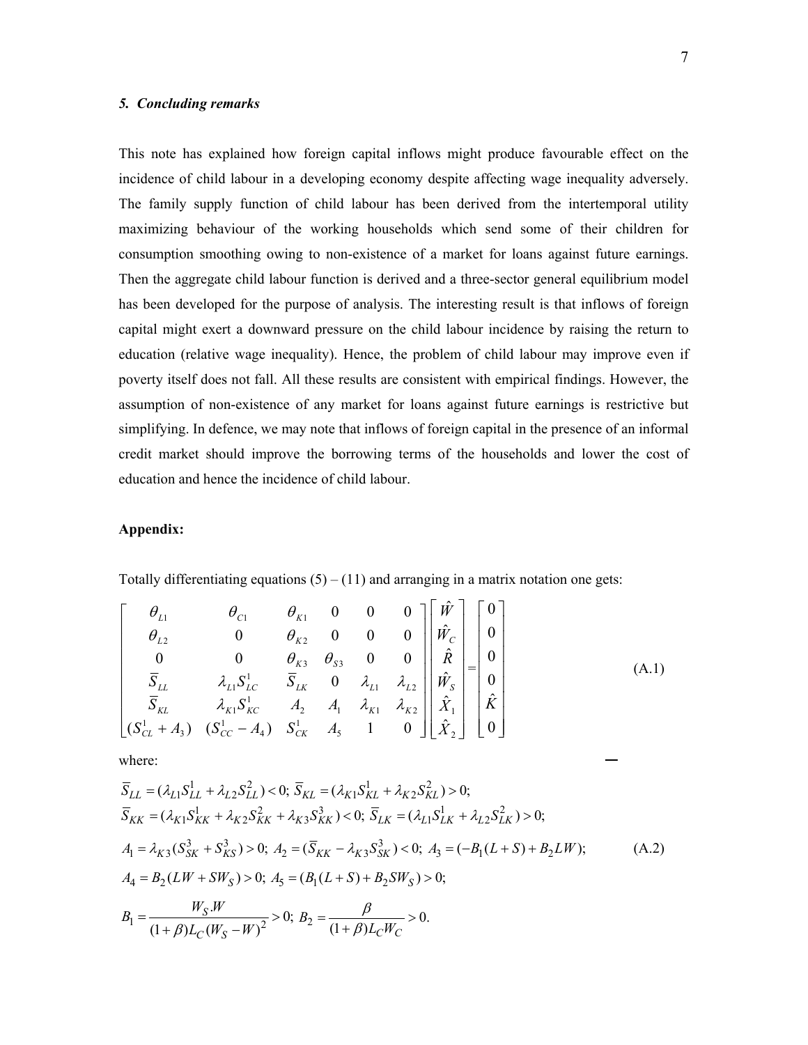### *5. Concluding remarks*

This note has explained how foreign capital inflows might produce favourable effect on the incidence of child labour in a developing economy despite affecting wage inequality adversely. The family supply function of child labour has been derived from the intertemporal utility maximizing behaviour of the working households which send some of their children for consumption smoothing owing to non-existence of a market for loans against future earnings. Then the aggregate child labour function is derived and a three-sector general equilibrium model has been developed for the purpose of analysis. The interesting result is that inflows of foreign capital might exert a downward pressure on the child labour incidence by raising the return to education (relative wage inequality). Hence, the problem of child labour may improve even if poverty itself does not fall. All these results are consistent with empirical findings. However, the assumption of non-existence of any market for loans against future earnings is restrictive but simplifying. In defence, we may note that inflows of foreign capital in the presence of an informal credit market should improve the borrowing terms of the households and lower the cost of education and hence the incidence of child labour.

**Appendix:**

Totally differentiating equations (5) – (11) and arranging in a matrix notation one gets:

$$\begin{bmatrix} \theta_{L1} & \theta_{C1} & \theta_{K1} & 0 & 0 & 0 \\ \theta_{L2} & 0 & \theta_{K2} & 0 & 0 & 0 \\ 0 & 0 & \theta_{K3} & \theta_{S3} & 0 & 0 \\ \bar{S}_{LL} & \lambda_{L1}S^1_{LC} & \bar{S}_{LK} & 0 & \lambda_{L1} & \lambda_{L2} \\ \bar{S}_{KL} & \lambda_{K1}S^1_{KC} & A_2 & A_1 & \lambda_{K1} & \lambda_{K2} \\ (S^1_{CL}+A_3) & (S^1_{CC}-A_4) & S^1_{CK} & A_5 & 1 & 0 \end{bmatrix} \begin{bmatrix} \hat{W} \\ \hat{W}_C \\ \hat{R} \\ \hat{W}_S \\ \hat{X}_1 \\ \hat{X}_2 \end{bmatrix} = \begin{bmatrix} 0 \\ 0 \\ 0 \\ 0 \\ \hat{K} \\ 0 \end{bmatrix} \tag{A.1}$$

where:

$$\bar{S}_{LL} = (\lambda_{L1}S^1_{LL} + \lambda_{L2}S^2_{LL}) < 0;\ \bar{S}_{KL} = (\lambda_{K1}S^1_{KL} + \lambda_{K2}S^2_{KL}) > 0;$$
$$\bar{S}_{KK} = (\lambda_{K1}S^1_{KK} + \lambda_{K2}S^2_{KK} + \lambda_{K3}S^3_{KK}) < 0;\ \bar{S}_{LK} = (\lambda_{L1}S^1_{LK} + \lambda_{L2}S^2_{LK}) > 0;$$
$$A_1 = \lambda_{K3}(S^3_{SK} + S^3_{KS}) > 0;\ A_2 = (\bar{S}_{KK} - \lambda_{K3}S^3_{SK}) < 0;\ A_3 = (-B_1(L+S) + B_2 LW); \tag{A.2}$$
$$A_4 = B_2(LW + SW_S) > 0;\ A_5 = (B_1(L+S) + B_2 SW_S) > 0;$$
$$B_1 = \frac{W_S.W}{(1+\beta)L_C(W_S - W)^2} > 0;\ B_2 = \frac{\beta}{(1+\beta)L_C W_C} > 0.$$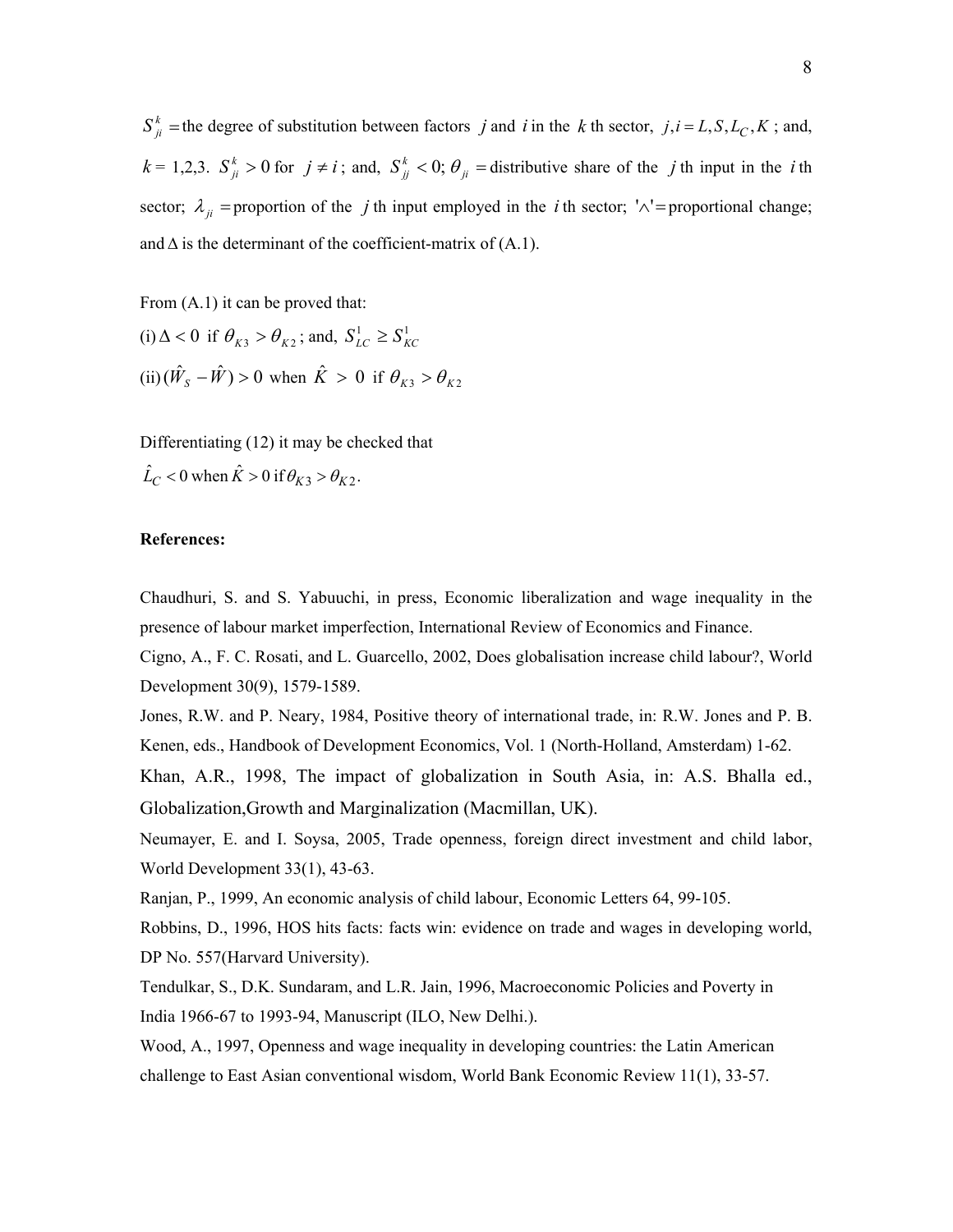$S^k_{ji}$ = the degree of substitution between factors $j$ and $i$ in the $k$ th sector, $j, i = L, S, L_C, K$ ; and, $k$ = 1,2,3. $S^k_{ji} > 0$ for $j \neq i$ ; and, $S^k_{jj} < 0$; $\theta_{ji}$ = distributive share of the $j$ th input in the $i$ th sector; $\lambda_{ji}$ = proportion of the $j$ th input employed in the $i$ th sector; '$\wedge$' = proportional change; and $\Delta$ is the determinant of the coefficient-matrix of (A.1).

From (A.1) it can be proved that:

(i) $\Delta < 0$ if $\theta_{K3} > \theta_{K2}$ ; and, $S^1_{LC} \geq S^1_{KC}$

(ii) $(\hat{W}_S - \hat{W}) > 0$ when $\hat{K} > 0$ if $\theta_{K3} > \theta_{K2}$

Differentiating (12) it may be checked that

$\hat{L}_C < 0$ when $\hat{K} > 0$ if $\theta_{K3} > \theta_{K2}$.

**References:**

Chaudhuri, S. and S. Yabuuchi, in press, Economic liberalization and wage inequality in the presence of labour market imperfection, International Review of Economics and Finance.

Cigno, A., F. C. Rosati, and L. Guarcello, 2002, Does globalisation increase child labour?, World Development 30(9), 1579-1589.

Jones, R.W. and P. Neary, 1984, Positive theory of international trade, in: R.W. Jones and P. B. Kenen, eds., Handbook of Development Economics, Vol. 1 (North-Holland, Amsterdam) 1-62.

Khan, A.R., 1998, The impact of globalization in South Asia, in: A.S. Bhalla ed., Globalization,Growth and Marginalization (Macmillan, UK).

Neumayer, E. and I. Soysa, 2005, Trade openness, foreign direct investment and child labor, World Development 33(1), 43-63.

Ranjan, P., 1999, An economic analysis of child labour, Economic Letters 64, 99-105.

Robbins, D., 1996, HOS hits facts: facts win: evidence on trade and wages in developing world, DP No. 557(Harvard University).

Tendulkar, S., D.K. Sundaram, and L.R. Jain, 1996, Macroeconomic Policies and Poverty in India 1966-67 to 1993-94, Manuscript (ILO, New Delhi.).

Wood, A., 1997, Openness and wage inequality in developing countries: the Latin American challenge to East Asian conventional wisdom, World Bank Economic Review 11(1), 33-57.